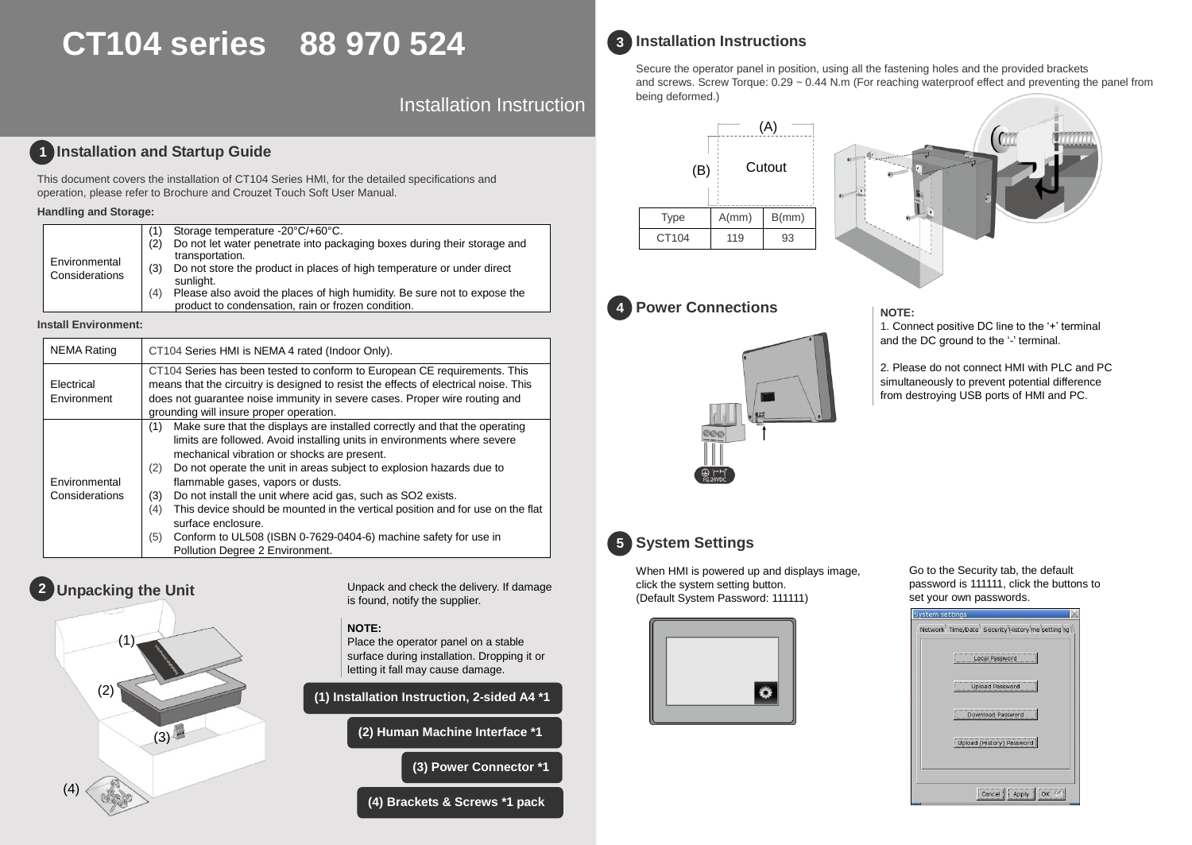# CT104 series 88 970 524

Installation Instruction

## 1 Installation and Startup Guide

This document covers the installation of CT104 Series HMI, for the detailed specifications and operation, please refer to Brochure and Crouzet Touch Soft User Manual.

**Handling and Storage:**

| | |
|---|---|
| Environmental Considerations | (1) Storage temperature -20°C/+60°C.<br>(2) Do not let water penetrate into packaging boxes during their storage and transportation.<br>(3) Do not store the product in places of high temperature or under direct sunlight.<br>(4) Please also avoid the places of high humidity. Be sure not to expose the product to condensation, rain or frozen condition. |

**Install Environment:**

| | |
|---|---|
| NEMA Rating | CT104 Series HMI is NEMA 4 rated (Indoor Only). |
| Electrical Environment | CT104 Series has been tested to conform to European CE requirements. This means that the circuitry is designed to resist the effects of electrical noise. This does not guarantee noise immunity in severe cases. Proper wire routing and grounding will insure proper operation. |
| Environmental Considerations | (1) Make sure that the displays are installed correctly and that the operating limits are followed. Avoid installing units in environments where severe mechanical vibration or shocks are present.<br>(2) Do not operate the unit in areas subject to explosion hazards due to flammable gases, vapors or dusts.<br>(3) Do not install the unit where acid gas, such as SO2 exists.<br>(4) This device should be mounted in the vertical position and for use on the flat surface enclosure.<br>(5) Conform to UL508 (ISBN 0-7629-0404-6) machine safety for use in Pollution Degree 2 Environment. |

## 2 Unpacking the Unit

Unpack and check the delivery. If damage is found, notify the supplier.

**NOTE:**
Place the operator panel on a stable surface during installation. Dropping it or letting it fall may cause damage.

- (1) Installation Instruction, 2-sided A4 *1
- (2) Human Machine Interface *1
- (3) Power Connector *1
- (4) Brackets & Screws *1 pack

## 3 Installation Instructions

Secure the operator panel in position, using all the fastening holes and the provided brackets and screws. Screw Torque: 0.29 ~ 0.44 N.m (For reaching waterproof effect and preventing the panel from being deformed.)

(A) (B) Cutout

| Type | A(mm) | B(mm) |
|---|---|---|
| CT104 | 119 | 93 |

## 4 Power Connections

FG 24VDC

**NOTE:**
1. Connect positive DC line to the '+' terminal and the DC ground to the '-' terminal.

2. Please do not connect HMI with PLC and PC simultaneously to prevent potential difference from destroying USB ports of HMI and PC.

## 5 System Settings

When HMI is powered up and displays image, click the system setting button.
(Default System Password: 111111)

Go to the Security tab, the default password is 111111, click the buttons to set your own passwords.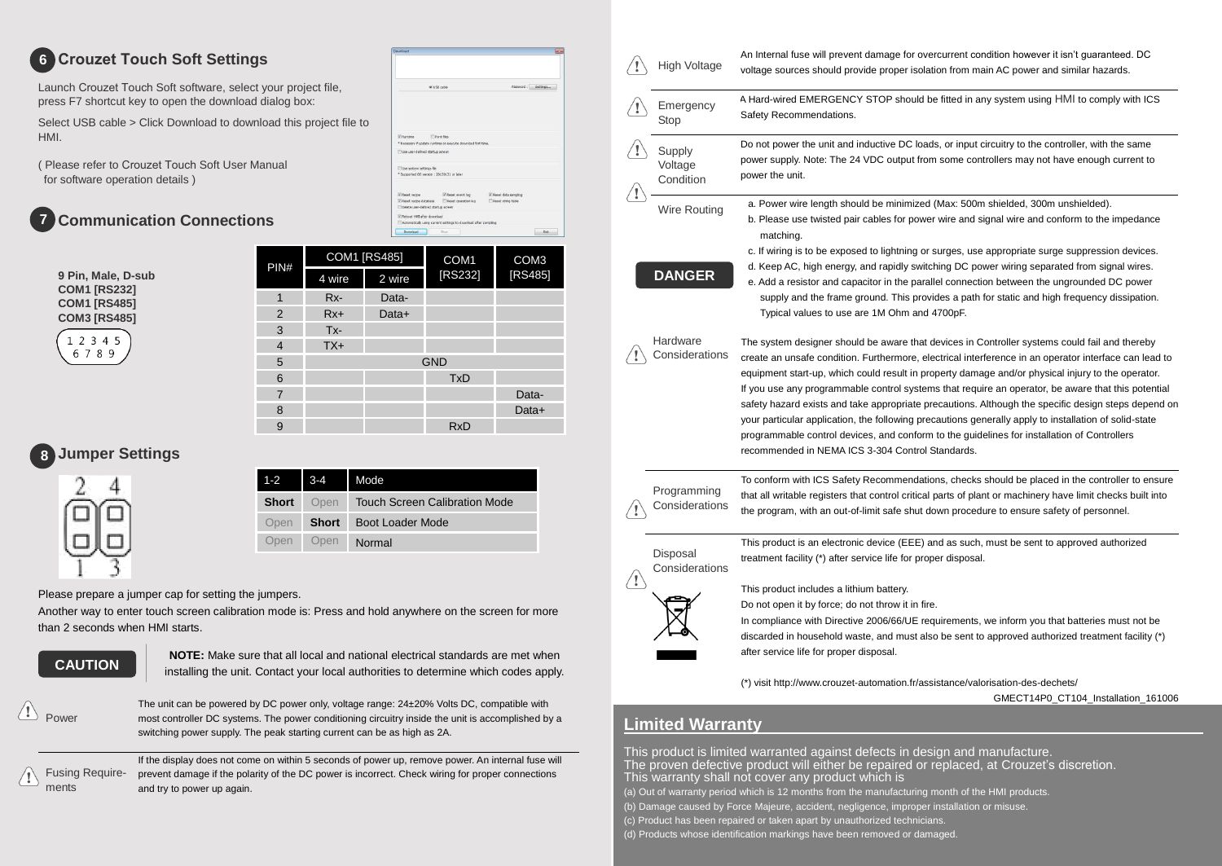## 6 Crouzet Touch Soft Settings

Launch Crouzet Touch Soft software, select your project file, press F7 shortcut key to open the download dialog box:

Select USB cable > Click Download to download this project file to HMI.

( Please refer to Crouzet Touch Soft User Manual for software operation details )

## 7 Communication Connections

**9 Pin, Male, D-sub**
**COM1 [RS232]**
**COM1 [RS485]**
**COM3 [RS485]**

1 2 3 4 5
6 7 8 9

| PIN# | COM1 [RS485] | | COM1 [RS232] | COM3 [RS485] |
|---|---|---|---|---|
| | 4 wire | 2 wire | | |
| 1 | Rx- | Data- | | |
| 2 | Rx+ | Data+ | | |
| 3 | Tx- | | | |
| 4 | TX+ | | | |
| 5 | GND | | | |
| 6 | | | TxD | |
| 7 | | | | Data- |
| 8 | | | | Data+ |
| 9 | | | RxD | |

## 8 Jumper Settings

| 1-2 | 3-4 | Mode |
|---|---|---|
| **Short** | Open | Touch Screen Calibration Mode |
| Open | **Short** | Boot Loader Mode |
| Open | Open | Normal |

Please prepare a jumper cap for setting the jumpers.
Another way to enter touch screen calibration mode is: Press and hold anywhere on the screen for more than 2 seconds when HMI starts.

**CAUTION**

**NOTE:** Make sure that all local and national electrical standards are met when installing the unit. Contact your local authorities to determine which codes apply.

**Power**: The unit can be powered by DC power only, voltage range: 24±20% Volts DC, compatible with most controller DC systems. The power conditioning circuitry inside the unit is accomplished by a switching power supply. The peak starting current can be as high as 2A.

**Fusing Requirements**: If the display does not come on within 5 seconds of power up, remove power. An internal fuse will prevent damage if the polarity of the DC power is incorrect. Check wiring for proper connections and try to power up again.

**High Voltage**: An Internal fuse will prevent damage for overcurrent condition however it isn't guaranteed. DC voltage sources should provide proper isolation from main AC power and similar hazards.

**Emergency Stop**: A Hard-wired EMERGENCY STOP should be fitted in any system using HMI to comply with ICS Safety Recommendations.

**Supply Voltage Condition**: Do not power the unit and inductive DC loads, or input circuitry to the controller, with the same power supply. Note: The 24 VDC output from some controllers may not have enough current to power the unit.

**Wire Routing**:
a. Power wire length should be minimized (Max: 500m shielded, 300m unshielded).
b. Please use twisted pair cables for power wire and signal wire and conform to the impedance matching.
c. If wiring is to be exposed to lightning or surges, use appropriate surge suppression devices.
d. Keep AC, high energy, and rapidly switching DC power wiring separated from signal wires.
e. Add a resistor and capacitor in the parallel connection between the ungrounded DC power supply and the frame ground. This provides a path for static and high frequency dissipation. Typical values to use are 1M Ohm and 4700pF.

**DANGER**

**Hardware Considerations**: The system designer should be aware that devices in Controller systems could fail and thereby create an unsafe condition. Furthermore, electrical interference in an operator interface can lead to equipment start-up, which could result in property damage and/or physical injury to the operator. If you use any programmable control systems that require an operator, be aware that this potential safety hazard exists and take appropriate precautions. Although the specific design steps depend on your particular application, the following precautions generally apply to installation of solid-state programmable control devices, and conform to the guidelines for installation of Controllers recommended in NEMA ICS 3-304 Control Standards.

**Programming Considerations**: To conform with ICS Safety Recommendations, checks should be placed in the controller to ensure that all writable registers that control critical parts of plant or machinery have limit checks built into the program, with an out-of-limit safe shut down procedure to ensure safety of personnel.

**Disposal Considerations**: This product is an electronic device (EEE) and as such, must be sent to approved authorized treatment facility (*) after service life for proper disposal.

This product includes a lithium battery.
Do not open it by force; do not throw it in fire.
In compliance with Directive 2006/66/UE requirements, we inform you that batteries must not be discarded in household waste, and must also be sent to approved authorized treatment facility (*) after service life for proper disposal.

(*) visit http://www.crouzet-automation.fr/assistance/valorisation-des-dechets/

GMECT14P0_CT104_Installation_161006

## Limited Warranty

This product is limited warranted against defects in design and manufacture.
The proven defective product will either be repaired or replaced, at Crouzet's discretion.
This warranty shall not cover any product which is

(a) Out of warranty period which is 12 months from the manufacturing month of the HMI products.
(b) Damage caused by Force Majeure, accident, negligence, improper installation or misuse.
(c) Product has been repaired or taken apart by unauthorized technicians.
(d) Products whose identification markings have been removed or damaged.